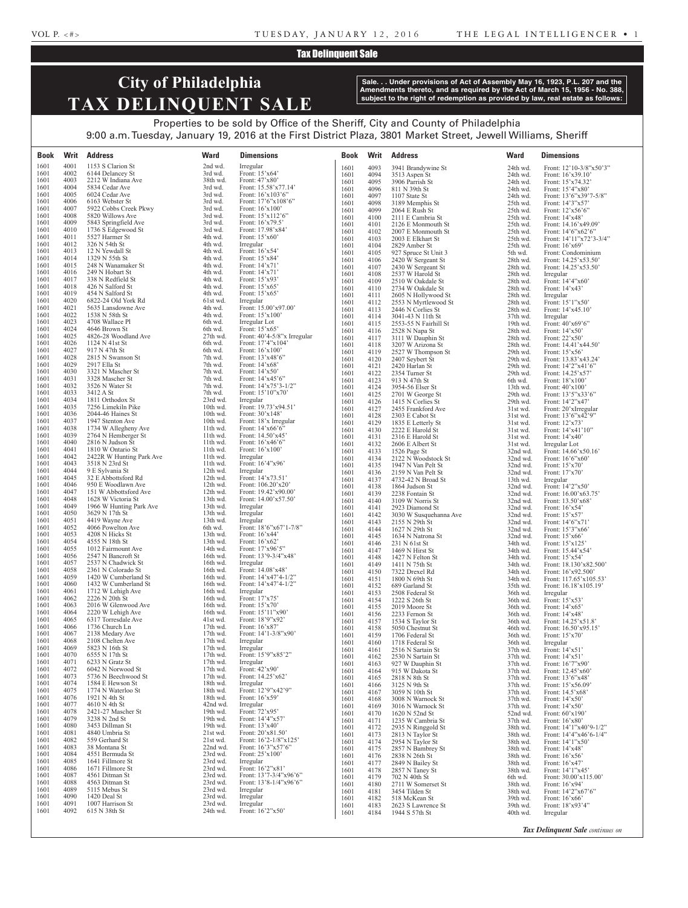## Tax Delinquent Sale

# City of Philadelphia
# TAX DELINQUENT SALE

**Sale. . . Under provisions of Act of Assembly May 16, 1923, P.L. 207 and the Amendments thereto, and as required by the Act of March 15, 1956 - No. 388, subject to the right of redemption as provided by law, real estate as follows:**

Properties to be sold by Office of the Sheriff, City and County of Philadelphia
9:00 a.m. Tuesday, January 19, 2016 at the First District Plaza, 3801 Market Street, Jewell Williams, Sheriff

| Book | Writ | Address | Ward | Dimensions |
|---|---|---|---|---|
| 1601 | 4001 | 1153 S Clarion St | 2nd wd. | Irregular |
| 1601 | 4002 | 6144 Delancey St | 3rd wd. | Front: 15'x64' |
| 1601 | 4003 | 2212 W Indiana Ave | 38th wd. | Front: 47'x80' |
| 1601 | 4004 | 5834 Cedar Ave | 3rd wd. | Front: 15.58'x77.14' |
| 1601 | 4005 | 6024 Cedar Ave | 3rd wd. | Front: 16'x103'6" |
| 1601 | 4006 | 6163 Webster St | 3rd wd. | Front: 17'6"x108'6" |
| 1601 | 4007 | 5922 Cobbs Creek Pkwy | 3rd wd. | Front: 16'x100' |
| 1601 | 4008 | 5820 Willows Ave | 3rd wd. | Front: 15'x112'6" |
| 1601 | 4009 | 5843 Springfield Ave | 3rd wd. | Front: 16'x79.5' |
| 1601 | 4010 | 1736 S Edgewood St | 3rd wd. | Front: 17.98'x84' |
| 1601 | 4011 | 5527 Harmer St | 4th wd. | Front: 15'x60' |
| 1601 | 4012 | 326 N 54th St | 4th wd. | Irregular |
| 1601 | 4013 | 12 N Yewdall St | 4th wd. | Front: 16'x54' |
| 1601 | 4014 | 1329 N 55th St | 4th wd. | Front: 15'x84' |
| 1601 | 4015 | 248 N Wanamaker St | 4th wd. | Front: 14'x71' |
| 1601 | 4016 | 249 N Hobart St | 4th wd. | Front: 14'x71' |
| 1601 | 4017 | 338 N Redfield St | 4th wd. | Front: 15'x93' |
| 1601 | 4018 | 426 N Salford St | 4th wd. | Front: 15'x65' |
| 1601 | 4019 | 454 N Salford St | 4th wd. | Front: 15'x65' |
| 1601 | 4020 | 6822-24 Old York Rd | 61st wd. | Irregular |
| 1601 | 4021 | 5635 Lansdowne Ave | 4th wd. | Front: 15.00'x97.00' |
| 1601 | 4022 | 1538 N 58th St | 4th wd. | Front: 15'x100' |
| 1601 | 4023 | 4708 Wallace Pl | 6th wd. | Irregular Lot |
| 1601 | 4024 | 4646 Brown St | 6th wd. | Front: 15'x65' |
| 1601 | 4025 | 4826-28 Woodland Ave | 27th wd. | Front: 40'4-5/8"x Irregular |
| 1601 | 4026 | 1124 N 41st St | 6th wd. | Front: 17'4"x104' |
| 1601 | 4027 | 917 N 47th St | 6th wd. | Front: 16'x100' |
| 1601 | 4028 | 2815 N Swanson St | 7th wd. | Front: 13'x48'6" |
| 1601 | 4029 | 2917 Ella St | 7th wd. | Front: 14'x68' |
| 1601 | 4030 | 3321 N Mascher St | 7th wd. | Front: 14'x50' |
| 1601 | 4031 | 3328 Mascher St | 7th wd. | Front: 14'x45'6" |
| 1601 | 4032 | 3526 N Water St | 7th wd. | Front: 14'x75'3-1/2" |
| 1601 | 4033 | 3412 A St | 7th wd. | Front: 15'10"x70' |
| 1601 | 4034 | 1811 Orthodox St | 23rd wd. | Irregular |
| 1601 | 4035 | 7256 Limekiln Pike | 10th wd. | Front: 19.73'x94.51' |
| 1601 | 4036 | 2044-46 Haines St | 10th wd. | Front: 30'x148' |
| 1601 | 4037 | 1947 Stenton Ave | 10th wd. | Front: 18'x Irregular |
| 1601 | 4038 | 1734 W Allegheny Ave | 11th wd. | Front: 14'x66'6" |
| 1601 | 4039 | 2764 N Hemberger St | 11th wd. | Front: 14.50'x45' |
| 1601 | 4040 | 2816 N Judson St | 11th wd. | Front: 16'x46'6" |
| 1601 | 4041 | 1810 W Ontario St | 11th wd. | Front: 16'x100' |
| 1601 | 4042 | 2422R W Hunting Park Ave | 11th wd. | Irregular |
| 1601 | 4043 | 3518 N 23rd St | 11th wd. | Front: 16'4"x96' |
| 1601 | 4044 | 9 E Sylvania St | 12th wd. | Irregular |
| 1601 | 4045 | 32 E Abbottsford Rd | 12th wd. | Front: 14'x73.51' |
| 1601 | 4046 | 950 E Woodlawn Ave | 12th wd. | Front: 106.20'x20' |
| 1601 | 4047 | 151 W Abbottsford Ave | 12th wd. | Front: 19.42'x90.00' |
| 1601 | 4048 | 1628 W Victoria St | 13th wd. | Front: 14.00'x57.50' |
| 1601 | 4049 | 1966 W Hunting Park Ave | 13th wd. | Irregular |
| 1601 | 4050 | 3629 N 17th St | 13th wd. | Irregular |
| 1601 | 4051 | 4419 Wayne Ave | 13th wd. | Irregular |
| 1601 | 4052 | 4066 Powelton Ave | 6th wd. | Front: 18'6"x67'1-7/8" |
| 1601 | 4053 | 4208 N Hicks St | 13th wd. | Front: 16'x44' |
| 1601 | 4054 | 4555 N 18th St | 13th wd. | Front: 16'x62' |
| 1601 | 4055 | 1012 Fairmount Ave | 14th wd. | Front: 17'x96'5" |
| 1601 | 4056 | 2547 N Bancroft St | 16th wd. | Front: 13'9-3/4"x48' |
| 1601 | 4057 | 2537 N Chadwick St | 16th wd. | Irregular |
| 1601 | 4058 | 2361 N Colorado St | 16th wd. | Front: 14.08'x48' |
| 1601 | 4059 | 1420 W Cumberland St | 16th wd. | Front: 14'x47'4-1/2" |
| 1601 | 4060 | 1432 W Cumberland St | 16th wd. | Front: 14'x47'4-1/2" |
| 1601 | 4061 | 1712 W Lehigh Ave | 16th wd. | Irregular |
| 1601 | 4062 | 2226 N 20th St | 16th wd. | Front: 17'x75' |
| 1601 | 4063 | 2016 W Glenwood Ave | 16th wd. | Front: 15'x70' |
| 1601 | 4064 | 2220 W Lehigh Ave | 16th wd. | Front: 15'11"x90' |
| 1601 | 4065 | 6317 Torresdale Ave | 41st wd. | Front: 18'9"x92' |
| 1601 | 4066 | 1736 Church Ln | 17th wd. | Front: 16'x87' |
| 1601 | 4067 | 2138 Medary Ave | 17th wd. | Front: 14'1-3/8"x90' |
| 1601 | 4068 | 2108 Chelten Ave | 17th wd. | Irregular |
| 1601 | 4069 | 5823 N 16th St | 17th wd. | Irregular |
| 1601 | 4070 | 6555 N 17th St | 17th wd. | Front: 15'9"x85'2" |
| 1601 | 4071 | 6233 N Gratz St | 17th wd. | Irregular |
| 1601 | 4072 | 6042 N Norwood St | 17th wd. | Front: 42'x90' |
| 1601 | 4073 | 5736 N Beechwood St | 17th wd. | Front: 14.25'x62' |
| 1601 | 4074 | 1584 E Hewson St | 18th wd. | Irregular |
| 1601 | 4075 | 1774 N Waterloo St | 18th wd. | Front: 12'9"x42'9" |
| 1601 | 4076 | 1921 N 4th St | 18th wd. | Front: 16'x59' |
| 1601 | 4077 | 4610 N 4th St | 42nd wd. | Irregular |
| 1601 | 4078 | 2421-27 Mascher St | 19th wd. | Front: 72'x95' |
| 1601 | 4079 | 3238 N 2nd St | 19th wd. | Front: 14'4"x57' |
| 1601 | 4080 | 3453 Dillman St | 19th wd. | Front: 13'x40' |
| 1601 | 4081 | 4840 Umbria St | 21st wd. | Front: 20'x81.50' |
| 1601 | 4082 | 559 Gerhard St | 21st wd. | Front: 16'2-1/8"x125' |
| 1601 | 4083 | 38 Montana St | 22nd wd. | Front: 16'3"x57'6" |
| 1601 | 4084 | 4551 Bermuda St | 23rd wd. | Front: 25'x100' |
| 1601 | 4085 | 1641 Fillmore St | 23rd wd. | Irregular |
| 1601 | 4086 | 1671 Fillmore St | 23rd wd. | Front: 16'2"x81' |
| 1601 | 4087 | 4561 Ditman St | 23rd wd. | Front: 13'7-3/4"x96'6" |
| 1601 | 4088 | 4563 Ditman St | 23rd wd. | Front: 13'8-1/4"x96'6" |
| 1601 | 4089 | 5115 Mebus St | 23rd wd. | Irregular |
| 1601 | 4090 | 1420 Deal St | 23rd wd. | Irregular |
| 1601 | 4091 | 1007 Harrison St | 23rd wd. | Irregular |
| 1601 | 4092 | 615 N 38th St | 24th wd. | Front: 16'2"x50' |
| 1601 | 4093 | 3941 Brandywine St | 24th wd. | Front: 12'10-3/8"x50'3" |
| 1601 | 4094 | 3513 Aspen St | 24th wd. | Front: 16'x39.10' |
| 1601 | 4095 | 3906 Parrish St | 24th wd. | Front: 15'x74.32' |
| 1601 | 4096 | 811 N 39th St | 24th wd. | Front: 15'4"x80' |
| 1601 | 4097 | 1107 State St | 24th wd. | Front: 13'6"x39'7-5/8" |
| 1601 | 4098 | 3189 Memphis St | 25th wd. | Front: 14'3"x57' |
| 1601 | 4099 | 2064 E Rush St | 25th wd. | Front: 12'x56'6" |
| 1601 | 4100 | 2111 E Cambria St | 25th wd. | Front: 14'x48' |
| 1601 | 4101 | 2126 E Monmouth St | 25th wd. | Front: 14.16'x49.09' |
| 1601 | 4102 | 2007 E Monmouth St | 25th wd. | Front: 14'6"x62'6" |
| 1601 | 4103 | 2003 E Elkhart St | 25th wd. | Front: 14'11"x72'3-3/4" |
| 1601 | 4104 | 2829 Amber St | 25th wd. | Front: 16'x69' |
| 1601 | 4105 | 927 Spruce St Unit 3 | 5th wd. | Front: Condominium |
| 1601 | 4106 | 2420 W Sergeant St | 28th wd. | Front: 14.25'x53.50' |
| 1601 | 4107 | 2430 W Sergeant St | 28th wd. | Front: 14.25'x53.50' |
| 1601 | 4108 | 2537 W Harold St | 28th wd. | Irregular |
| 1601 | 4109 | 2510 W Oakdale St | 28th wd. | Front: 14'4"x60' |
| 1601 | 4110 | 2734 W Oakdale St | 28th wd. | Front: 14'x43' |
| 1601 | 4111 | 2605 N Hollywood St | 28th wd. | Irregular |
| 1601 | 4112 | 2553 N Myrtlewood St | 28th wd. | Front: 15'1"x50' |
| 1601 | 4113 | 2446 N Corlies St | 28th wd. | Front: 14'x45.10' |
| 1601 | 4114 | 3041-43 N 11th St | 37th wd. | Irregular |
| 1601 | 4115 | 2553-55 N Fairhill St | 19th wd. | Front: 40'x69'6" |
| 1601 | 4116 | 2528 N Napa St | 28th wd. | Front: 14'x50' |
| 1601 | 4117 | 3111 W Dauphin St | 28th wd. | Front: 22'x50' |
| 1601 | 4118 | 3207 W Arizona St | 28th wd. | Front: 14.41'x44.50' |
| 1601 | 4119 | 2527 W Thompson St | 29th wd. | Front: 15'x56' |
| 1601 | 4120 | 2407 Seybert St | 29th wd. | Front: 13.83'x43.24' |
| 1601 | 4121 | 2420 Harlan St | 29th wd. | Front: 14'2"x41'6" |
| 1601 | 4122 | 2354 Turner St | 29th wd. | Front: 14.25'x57' |
| 1601 | 4123 | 913 N 47th St | 6th wd. | Front: 18'x100' |
| 1601 | 4124 | 3954-56 Elser St | 13th wd. | Front: 40'x100' |
| 1601 | 4125 | 2701 W George St | 29th wd. | Front: 13'5"x33'6" |
| 1601 | 4126 | 1415 N Corlies St | 29th wd. | Front: 14'2"x47' |
| 1601 | 4127 | 2455 Frankford Ave | 31st wd. | Front: 20'xIrregular |
| 1601 | 4128 | 2303 E Cabot St | 31st wd. | Front: 13'6"x42'9" |
| 1601 | 4129 | 1835 E Letterly St | 31st wd. | Front: 12'x73' |
| 1601 | 4130 | 2222 E Harold St | 31st wd. | Front: 14'x41'10" |
| 1601 | 4131 | 2316 E Harold St | 31st wd. | Front: 14'x40' |
| 1601 | 4132 | 2606 E Albert St | 31st wd. | Irregular Lot |
| 1601 | 4133 | 1526 Page St | 32nd wd. | Front: 14.66'x50.16' |
| 1601 | 4134 | 2122 N Woodstock St | 32nd wd. | Front: 16'6"x60' |
| 1601 | 4135 | 1947 N Van Pelt St | 32nd wd. | Front: 15'x70' |
| 1601 | 4136 | 2159 N Van Pelt St | 32nd wd. | Front: 17'x70' |
| 1601 | 4137 | 4732-42 N Broad St | 13th wd. | Irregular |
| 1601 | 4138 | 1864 Judson St | 32nd wd. | Front: 14'2"x50' |
| 1601 | 4139 | 2238 Fontain St | 32nd wd. | Front: 16.00'x63.75' |
| 1601 | 4140 | 3109 W Norris St | 32nd wd. | Front: 13.50'x68' |
| 1601 | 4141 | 2923 Diamond St | 32nd wd. | Front: 16'x54' |
| 1601 | 4142 | 3030 W Susquehanna Ave | 32nd wd. | Front: 15'x57' |
| 1601 | 4143 | 2155 N 29th St | 32nd wd. | Front: 14'6"x71' |
| 1601 | 4144 | 1627 N 29th St | 32nd wd. | Front: 15'3"x66' |
| 1601 | 4145 | 1634 N Natrona St | 32nd wd. | Front: 15'x66' |
| 1601 | 4146 | 231 N 61st St | 34th wd. | Front: 15'x125' |
| 1601 | 4147 | 1469 N Hirst St | 34th wd. | Front: 15.44'x54' |
| 1601 | 4148 | 1427 N Felton St | 34th wd. | Front: 15'x54' |
| 1601 | 4149 | 1411 N 75th St | 34th wd. | Front: 18.130'x82.500' |
| 1601 | 4150 | 7322 Drexel Rd | 34th wd. | Front: 16'x92.500' |
| 1601 | 4151 | 1800 N 69th St | 34th wd. | Front: 117.65'x105.53' |
| 1601 | 4152 | 689 Garland St | 35th wd. | Front: 16.18'x105.19' |
| 1601 | 4153 | 2508 Federal St | 36th wd. | Irregular |
| 1601 | 4154 | 1222 S 26th St | 36th wd. | Front: 15'x53' |
| 1601 | 4155 | 2019 Moore St | 36th wd. | Front: 14'x65' |
| 1601 | 4156 | 2233 Fernon St | 36th wd. | Front: 14'x48' |
| 1601 | 4157 | 1534 S Taylor St | 36th wd. | Front: 14.25'x51.8' |
| 1601 | 4158 | 5050 Chestnut St | 46th wd. | Front: 16.50'x95.15' |
| 1601 | 4159 | 1706 Federal St | 36th wd. | Front: 15'x70' |
| 1601 | 4160 | 1718 Federal St | 36th wd. | Irregular |
| 1601 | 4161 | 2516 N Sartain St | 37th wd. | Front: 14'x51' |
| 1601 | 4162 | 2530 N Sartain St | 37th wd. | Front: 14'x51' |
| 1601 | 4163 | 927 W Dauphin St | 37th wd. | Front: 16'7"x90' |
| 1601 | 4164 | 915 W Dakota St | 37th wd. | Front: 12.45'x60' |
| 1601 | 4165 | 2818 N 8th St | 37th wd. | Front: 13'6"x48' |
| 1601 | 4166 | 3125 N 9th St | 37th wd. | Front: 5'x56.09' |
| 1601 | 4167 | 3059 N 10th St | 37th wd. | Front: 14.5'x68' |
| 1601 | 4168 | 3008 N Warnock St | 37th wd. | Front: 14'x50' |
| 1601 | 4169 | 3016 N Warnock St | 37th wd. | Front: 14'x50' |
| 1601 | 4170 | 1620 N 52nd St | 52nd wd. | Front: 60'x190' |
| 1601 | 4171 | 1235 W Cambria St | 37th wd. | Front: 16'x80' |
| 1601 | 4172 | 2935 N Ringgold St | 38th wd. | Front: 14'1"x40'9-1/2" |
| 1601 | 4173 | 2813 N Taylor St | 38th wd. | Front: 14'4"x46'6-1/4" |
| 1601 | 4174 | 2954 N Taylor St | 38th wd. | Front: 14'1"x50' |
| 1601 | 4175 | 2857 N Bambrey St | 38th wd. | Front: 14'x48' |
| 1601 | 4176 | 2838 N 26th St | 38th wd. | Front: 16'x56' |
| 1601 | 4177 | 2849 N Bailey St | 38th wd. | Front: 16'x47' |
| 1601 | 4178 | 2857 N Taney St | 38th wd. | Front: 14'1"x45' |
| 1601 | 4179 | 702 N 40th St | 6th wd. | Front: 30.00'x115.00' |
| 1601 | 4180 | 2711 W Somerset St | 38th wd. | Front: 16'x94' |
| 1601 | 4181 | 3454 Tilden St | 38th wd. | Front: 14'2"x67'6" |
| 1601 | 4182 | 518 McKean St | 39th wd. | Front: 16'x66' |
| 1601 | 4183 | 2623 S Lawrence St | 39th wd. | Front: 18'x93'4" |
| 1601 | 4184 | 1944 S 57th St | 40th wd. | Irregular |

*Tax Delinquent Sale continues on*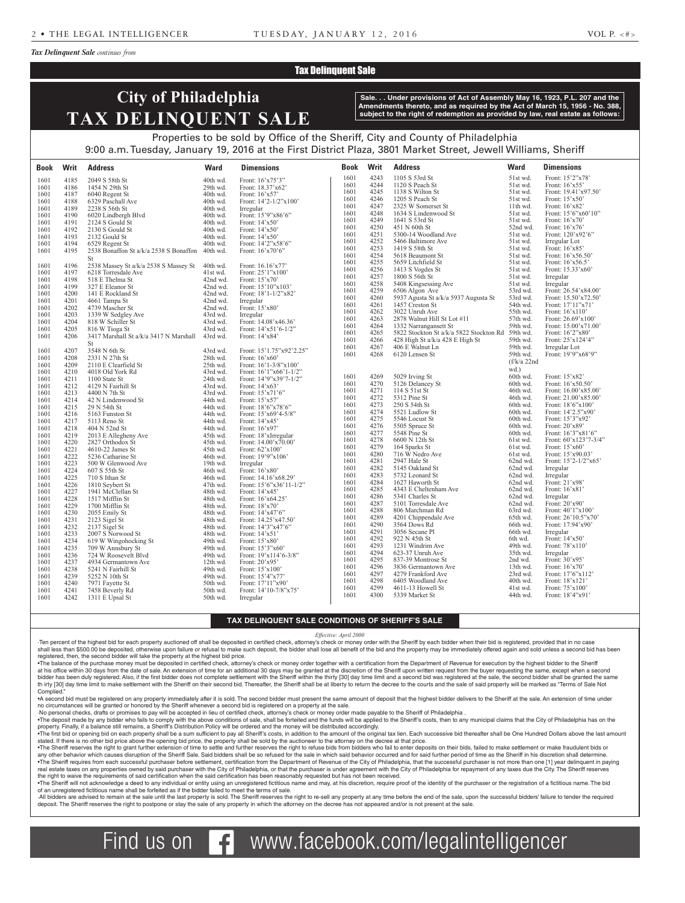*Tax Delinquent Sale continues from*

## Tax Delinquent Sale

# City of Philadelphia TAX DELINQUENT SALE

**Sale. . . Under provisions of Act of Assembly May 16, 1923, P.L. 207 and the Amendments thereto, and as required by the Act of March 15, 1956 - No. 388, subject to the right of redemption as provided by law, real estate as follows:**

Properties to be sold by Office of the Sheriff, City and County of Philadelphia
9:00 a.m. Tuesday, January 19, 2016 at the First District Plaza, 3801 Market Street, Jewell Williams, Sheriff

| Book | Writ | Address | Ward | Dimensions |
|---|---|---|---|---|
| 1601 | 4185 | 2049 S 58th St | 40th wd. | Front: 16'x75'3" |
| 1601 | 4186 | 1454 N 29th St | 29th wd. | Front: 18.37'x62' |
| 1601 | 4187 | 6040 Regent St | 40th wd. | Front: 16'x57' |
| 1601 | 4188 | 6329 Paschall Ave | 40th wd. | Front: 14'2-1/2"x100' |
| 1601 | 4189 | 2238 S 56th St | 40th wd. | Irregular |
| 1601 | 4190 | 6020 Lindbergh Blvd | 40th wd. | Front: 15'9"x86'6" |
| 1601 | 4191 | 2124 S Gould St | 40th wd. | Front: 14'x50' |
| 1601 | 4192 | 2130 S Gould St | 40th wd. | Front: 14'x50' |
| 1601 | 4193 | 2132 Gould St | 40th wd. | Front: 14'x50' |
| 1601 | 4194 | 6529 Regent St | 40th wd. | Front: 14'2"x58'6" |
| 1601 | 4195 | 2538 Bonaffon St a/k/a 2538 S Bonaffon St | 40th wd. | Front: 16'x70'6" |
| 1601 | 4196 | 2538 Massey St a/k/a 2538 S Massey St | 40th wd. | Front: 16.16'x77' |
| 1601 | 4197 | 6218 Torresdale Ave | 41st wd. | Front: 25'1"x100' |
| 1601 | 4198 | 518 E Thelma St | 42nd wd. | Front: 15'x70' |
| 1601 | 4199 | 327 E Eleanor St | 42nd wd. | Front: 15'10"x103' |
| 1601 | 4200 | 141 E Rockland St | 42nd wd. | Front: 18'1-1/2"x82' |
| 1601 | 4201 | 4661 Tampa St | 42nd wd. | Irregular |
| 1601 | 4202 | 4739 Mascher St | 42nd wd. | Front: 15'x80' |
| 1601 | 4203 | 1339 W Sedgley Ave | 43rd wd. | Irregular |
| 1601 | 4204 | 818 W Schiller St | 43rd wd. | Front: 14.08'x46.36' |
| 1601 | 4205 | 816 W Tioga St | 43rd wd. | Front: 14'x51'6-1/2" |
| 1601 | 4206 | 3417 Marshall St a/k/a 3417 N Marshall St | 43rd wd. | Front: 14'x84' |
| 1601 | 4207 | 3548 N 6th St | 43rd wd. | Front: 15'1.75"x92'2.25" |
| 1601 | 4208 | 2331 N 27th St | 28th wd. | Front: 16'x60' |
| 1601 | 4209 | 2110 E Clearfield St | 25th wd. | Front: 16'1-3/8"x100' |
| 1601 | 4210 | 4018 Old York Rd | 43rd wd. | Front: 16'1"x66'1-1/2" |
| 1601 | 4211 | 1100 State St | 24th wd. | Front: 14'9"x39'7-1/2" |
| 1601 | 4212 | 4129 N Fairhill St | 43rd wd. | Front: 14'x63' |
| 1601 | 4213 | 4400 N 7th St | 43rd wd. | Front: 15'x71'6" |
| 1601 | 4214 | 42 N Lindenwood St | 44th wd. | Front: 15'x57' |
| 1601 | 4215 | 29 N 54th St | 44th wd. | Front: 18'6"x78'6" |
| 1601 | 4216 | 5163 Funston St | 44th wd. | Front: 15'x69'4-5/8" |
| 1601 | 4217 | 5113 Reno St | 44th wd. | Front: 14'x45' |
| 1601 | 4218 | 404 N 52nd St | 44th wd. | Front: 16'x97' |
| 1601 | 4219 | 2013 E Allegheny Ave | 45th wd. | Front: 18'xIrregular |
| 1601 | 4220 | 2827 Orthodox St | 45th wd. | Front: 14.00'x70.00' |
| 1601 | 4221 | 4610-22 James St | 45th wd. | Front: 62'x100' |
| 1601 | 4222 | 5236 Catharine St | 46th wd. | Front: 19'9"x106' |
| 1601 | 4223 | 500 W Glenwood Ave | 19th wd. | Irregular |
| 1601 | 4224 | 607 S 55th St | 46th wd. | Front: 16'x80' |
| 1601 | 4225 | 710 S Ithan St | 46th wd. | Front: 14.16'x68.29' |
| 1601 | 4226 | 1810 Seybert St | 47th wd. | Front: 15'6"x36'11-1/2" |
| 1601 | 4227 | 1941 McClellan St | 48th wd. | Front: 14'x45' |
| 1601 | 4228 | 1517 Mifflin St | 48th wd. | Front: 16'x64.25' |
| 1601 | 4229 | 1700 Mifflin St | 48th wd. | Front: 18'x70' |
| 1601 | 4230 | 2055 Emily St | 48th wd. | Front: 14'x47'6" |
| 1601 | 4231 | 2123 Sigel St | 48th wd. | Front: 14.25'x47.50' |
| 1601 | 4232 | 2137 Sigel St | 48th wd. | Front: 14'3"x47'6" |
| 1601 | 4233 | 2007 S Norwood St | 48th wd. | Front: 14'x51' |
| 1601 | 4234 | 619 W Wingohocking St | 49th wd. | Front: 15'x80' |
| 1601 | 4235 | 709 W Annsbury St | 49th wd. | Front: 15'3"x60' |
| 1601 | 4236 | 724 W Roosevelt Blvd | 49th wd. | Front: 19'x114'6-3/8" |
| 1601 | 4237 | 4934 Germantown Ave | 12th wd. | Front: 20'x95' |
| 1601 | 4238 | 5241 N Fairhill St | 49th wd. | Front: 15'x100' |
| 1601 | 4239 | 5252 N 10th St | 49th wd. | Front: 15'4"x77' |
| 1601 | 4240 | 7971 Fayette St | 50th wd. | Front: 17'11"x90' |
| 1601 | 4241 | 7458 Beverly Rd | 50th wd. | Front: 14'10-7/8"x75' |
| 1601 | 4242 | 1311 E Upsal St | 50th wd. | Irregular |
| 1601 | 4243 | 1105 S 53rd St | 51st wd. | Front: 15'2"x78' |
| 1601 | 4244 | 1120 S Peach St | 51st wd. | Front: 16'x55' |
| 1601 | 4245 | 1138 S Wilton St | 51st wd. | Front: 19.41'x97.50' |
| 1601 | 4246 | 1205 S Peach St | 51st wd. | Front: 15'x50' |
| 1601 | 4247 | 2325 W Somerset St | 11th wd. | Front: 16'x82' |
| 1601 | 4248 | 1634 S Lindenwood St | 51st wd. | Front: 15'6"x60'10" |
| 1601 | 4249 | 1641 S 53rd St | 51st wd. | Front: 16'x70' |
| 1601 | 4250 | 451 N 60th St | 52nd wd. | Front: 16'x76' |
| 1601 | 4251 | 5300-14 Woodland Ave | 51st wd. | Front: 120'x92'6" |
| 1601 | 4252 | 5466 Baltimore Ave | 51st wd. | Irregular Lot |
| 1601 | 4253 | 1419 S 58th St | 51st wd. | Front: 16'x85' |
| 1601 | 4254 | 5618 Beaumont St | 51st wd. | Front: 16'x56.50' |
| 1601 | 4255 | 5659 Litchfield St | 51st wd. | Front: 16'x56.5' |
| 1601 | 4256 | 1413 S Vogdes St | 51st wd. | Front: 15.33'x60' |
| 1601 | 4257 | 1800 S 56th St | 51st wd. | Irregular |
| 1601 | 4258 | 5408 Kingsessing Ave | 51st wd. | Irregular |
| 1601 | 4259 | 6506 Algon Ave | 53rd wd. | Front: 26.54'x84.00' |
| 1601 | 4260 | 5937 Agusta St a/k/a 5937 Augusta St | 53rd wd. | Front: 15.50'x72.50' |
| 1601 | 4261 | 1457 Creston St | 54th wd. | Front: 17'11"x71' |
| 1601 | 4262 | 3022 Unruh Ave | 55th wd. | Front: 16'x110' |
| 1601 | 4263 | 2878 Walnut Hill St Lot #11 | 57th wd. | Front: 26.69'x100' |
| 1601 | 4264 | 1332 Narrangansett St | 59th wd. | Front: 15.00'x71.00' |
| 1601 | 4265 | 5822 Stockton St a/k/a 5822 Stockton Rd | 59th wd. | Front: 16'2"x80' |
| 1601 | 4266 | 428 High St a/k/a 428 E High St | 59th wd. | Front: 25'x124'4" |
| 1601 | 4267 | 406 E Walnut Ln | 59th wd. | Irregular Lot |
| 1601 | 4268 | 6120 Lensen St | 59th wd. (f/k/a 22nd wd.) | Front: 19'9"x68'9" |
| 1601 | 4269 | 5029 Irving St | 60th wd. | Front: 15'x82' |
| 1601 | 4270 | 5126 Delancey St | 60th wd. | Front: 16'x50.50' |
| 1601 | 4271 | 114 S 51st St | 46th wd. | Front: 16.00'x85.00' |
| 1601 | 4272 | 5312 Pine St | 46th wd. | Front: 21.00'x85.00' |
| 1601 | 4273 | 250 S 54th St | 60th wd. | Front: 18'6"x100' |
| 1601 | 4274 | 5521 Ludlow St | 60th wd. | Front: 14'2.5"x90' |
| 1601 | 4275 | 5546 Locust St | 60th wd. | Front: 15'3"x92' |
| 1601 | 4276 | 5505 Spruce St | 60th wd. | Front: 20'x89' |
| 1601 | 4277 | 5548 Pine St | 60th wd. | Front: 16'3"x81'6" |
| 1601 | 4278 | 6600 N 12th St | 61st wd. | Front: 60'x123'7-3/4" |
| 1601 | 4279 | 164 Sparks St | 61st wd. | Front: 15'x60' |
| 1601 | 4280 | 716 W Nedro Ave | 61st wd. | Front: 15'x90.03' |
| 1601 | 4281 | 2947 Hale St | 62nd wd. | Front: 15'2-1/2"x65' |
| 1601 | 4282 | 5145 Oakland St | 62nd wd. | Irregular |
| 1601 | 4283 | 5732 Leonard St | 62nd wd. | Irregular |
| 1601 | 4284 | 1627 Haworth St | 62nd wd. | Front: 21'x98' |
| 1601 | 4285 | 4343 E Cheltenham Ave | 62nd wd. | Front: 16'x81' |
| 1601 | 4286 | 5341 Charles St | 62nd wd. | Irregular |
| 1601 | 4287 | 5101 Torresdale Ave | 62nd wd. | Front: 20'x90' |
| 1601 | 4288 | 806 Marchman Rd | 63rd wd. | Front: 40'1"x100' |
| 1601 | 4289 | 4201 Chippendale Ave | 65th wd. | Front: 26'10.5"x70' |
| 1601 | 4290 | 3564 Dows Rd | 66th wd. | Front: 17.94'x90' |
| 1601 | 4291 | 3056 Secane Pl | 66th wd. | Irregular |
| 1601 | 4292 | 922 N 45th St | 6th wd. | Front: 14'x50' |
| 1601 | 4293 | 1231 Windrim Ave | 49th wd. | Front: 78'x110' |
| 1601 | 4294 | 623-37 Unruh Ave | 35th wd. | Irregular |
| 1601 | 4295 | 837-39 Montrose St | 2nd wd. | Front: 30'x95' |
| 1601 | 4296 | 3836 Germantown Ave | 13th wd. | Front: 16'x70' |
| 1601 | 4297 | 4279 Frankford Ave | 23rd wd. | Front: 17'6"x112' |
| 1601 | 4298 | 6405 Woodland Ave | 40th wd. | Front: 18'x121' |
| 1601 | 4299 | 4611-13 Howell St | 41st wd. | Front: 75'x100' |
| 1601 | 4300 | 5339 Market St | 44th wd. | Front: 18'4"x91' |

## TAX DELINQUENT SALE CONDITIONS OF SHERIFF'S SALE

*Effective: April 2000*

·Ten percent of the highest bid for each property auctioned off shall be deposited in certified check, attorney's check or money order with the Sheriff by each bidder when their bid is registered, provided that in no case shall less than $500.00 be deposited, otherwise upon failure or refusal to make such deposit, the bidder shall lose all benefit of the bid and the property may be immediately offered again and sold unless a second bid has been registered, then, the second bidder will take the property at the highest bid price.

•The balance of the purchase money must be deposited in certified check, attorney's check or money order together with a certification from the Department of Revenue for execution by the highest bidder to the Sheriff at his office within 30 days from the date of sale. An extension of time for an additional 30 days may be granted at the discretion of the Sheriff upon written request from the buyer requesting the same, except when a second bidder has been duly registered. Also, if the first bidder does not complete settlement with the Sheriff within the thirty [30] day time limit and a second bid was registered at the sale, the second bidder shall be granted the same th irty [30] day time limit to make settlement with the Sheriff on their second bid. Thereafter, the Sheriff shall be at liberty to return the decree to the courts and the sale of said property will be marked as "Terms of Sale Not Complied."

•A second bid must be registered on any property immediately after it is sold. The second bidder must present the same amount of deposit that the highest bidder delivers to the Sheriff at the sale. An extension of time under no circumstances will be granted or honored by the Sheriff whenever a second bid is registered on a property at the sale.

·No personal checks, drafts or promises to pay will be accepted in lieu of certified check, attorney's check or money order made payable to the Sheriff of Philadelphia .

•The deposit made by any bidder who fails to comply with the above conditions of sale, shall be forteited and the funds will be applied to the Sheriff's costs, then to any municipal claims that the City of Philadelphia has on the property. Finally, if a balance still remains, a Sheriff's Distribution Policy will be ordered and the money will be distributed accordingly.

•The first bid or opening bid on each property shall be a sum sufficient to pay all Sheriff's costs, in addition to the amount of the original tax lien. Each successive bid thereafter shall be One Hundred Dollars above the last amount stated. If there is no other bid price above the opening bid price, the property shall be sold by the auctioneer to the attorney on the decree at that price.

•The Sheriff reserves the right to grant further extension of time to settle and further reserves the right to refuse bids from bidders who fail to enter deposits on their bids, failed to make settlement or make fraudulent bids or any other behavior which causes disruption of the Sheriff Sale. Said bidders shall be so refused for the sale in which said behavior occurred and for said further period of time as the Sheriff in his discretion shall determine.

•The Sheriff requires from each successful purchaser before settlement, certification from the Department of Revenue of the City of Philadelphia, that the successful purchaser is not more than one [1] year delinquent in paying real estate taxes on any properties owned by said purchaser with the City of Philadelphia, or that the purchaser is under agreement with the City of Philadelphia for repayment of any taxes due the City. The Sheriff reserves the right to waive the requirements of said certification when the said certification has been requested but has not been received.

•The Sheriff will not acknowledge a deed to any individual or entity using an unregistered fictitious name and may, at his discretion, require proof of the identity of the purchaser or the registration of a fictitious name. The bid of an unregistered fictitious name shall be forfeited as if the bidder failed to meet the terms of sale.

·All bidders are advised to remain at the sale until the last property is sold. The Sheriff reserves the right to re-sell any property at any time before the end of the sale, upon the successful bidders' failure to tender the required deposit. The Sheriff reserves the right to postpone or stay the sale of any property in which the attorney on the decree has not appeared and/or is not present at the sale.

Find us on www.facebook.com/legalintelligencer